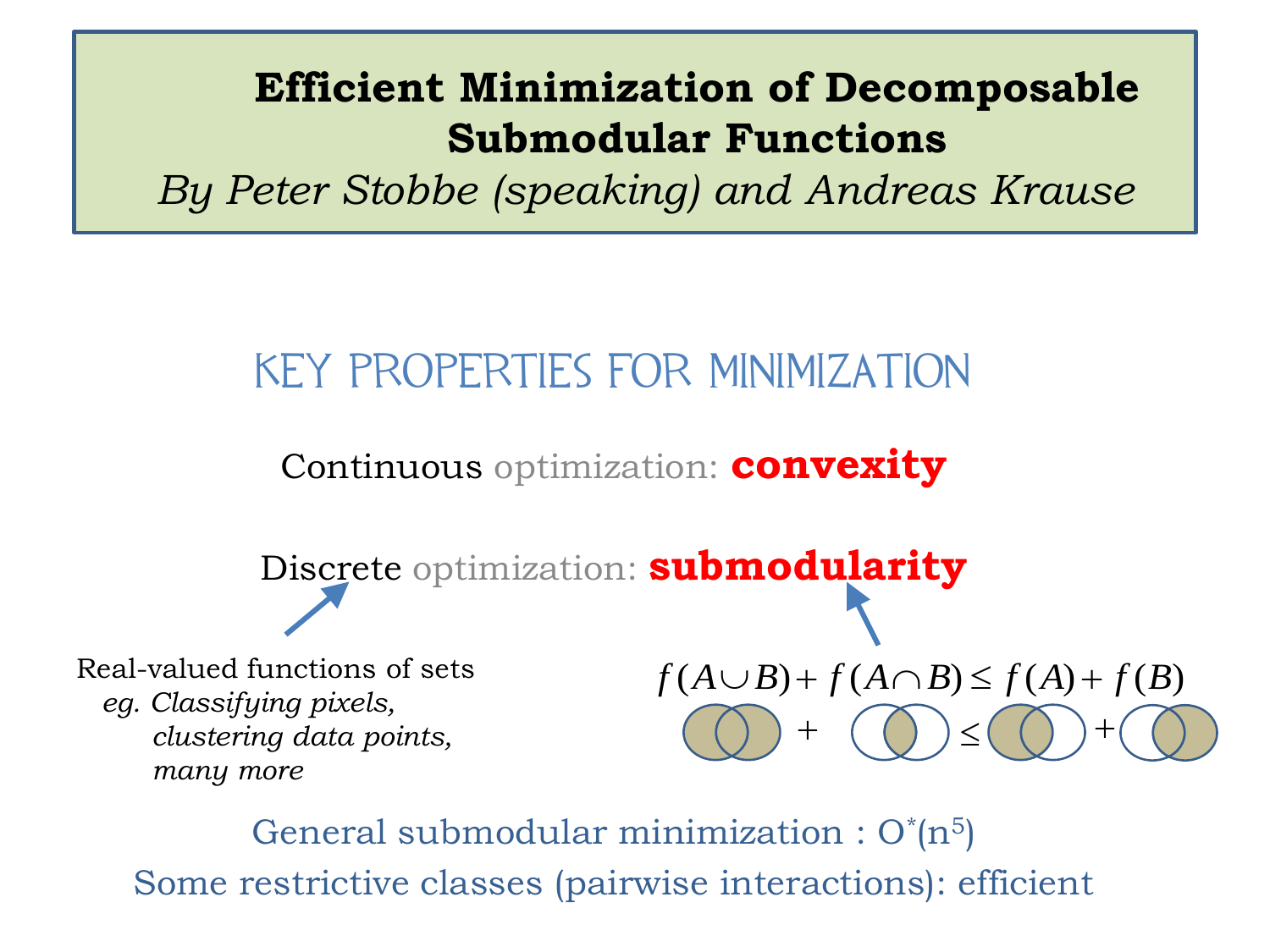# Efficient Minimization of Decomposable Submodular Functions

*By Peter Stobbe (speaking) and Andreas Krause*

## KEY PROPERTIES FOR MINIMIZATION

Continuous optimization: **convexity**

Discrete optimization: **submodularity**

Real-valued functions of sets
*eg. Classifying pixels, clustering data points, many more*

$$f(A \cup B) + f(A \cap B) \leq f(A) + f(B)$$

General submodular minimization : $O^*(n^5)$

Some restrictive classes (pairwise interactions): efficient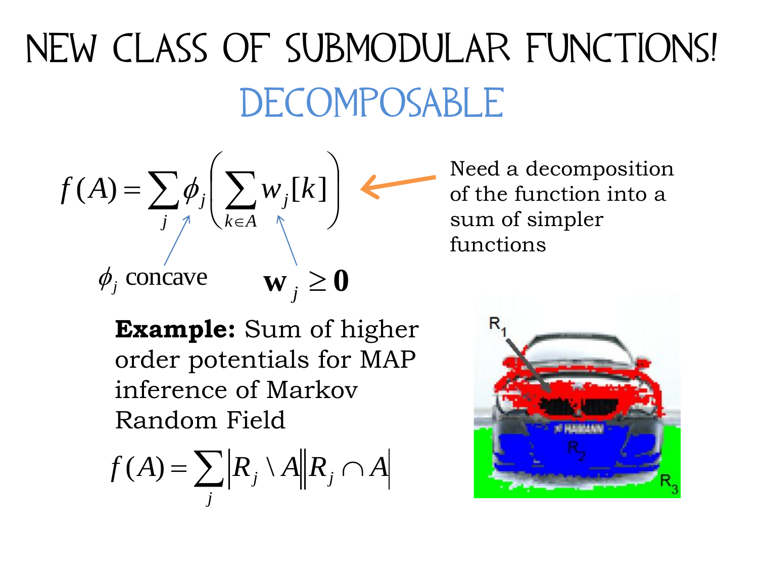# NEW CLASS OF SUBMODULAR FUNCTIONS!

## DECOMPOSABLE

$$f(A) = \sum_j \phi_j \left( \sum_{k \in A} w_j[k] \right)$$

$\phi_j$ concave

$\mathbf{w}_j \geq \mathbf{0}$

Need a decomposition of the function into a sum of simpler functions

**Example:** Sum of higher order potentials for MAP inference of Markov Random Field

$$f(A) = \sum_j |R_j \setminus A| |R_j \cap A|$$

$R_1$

$R_2$

$R_3$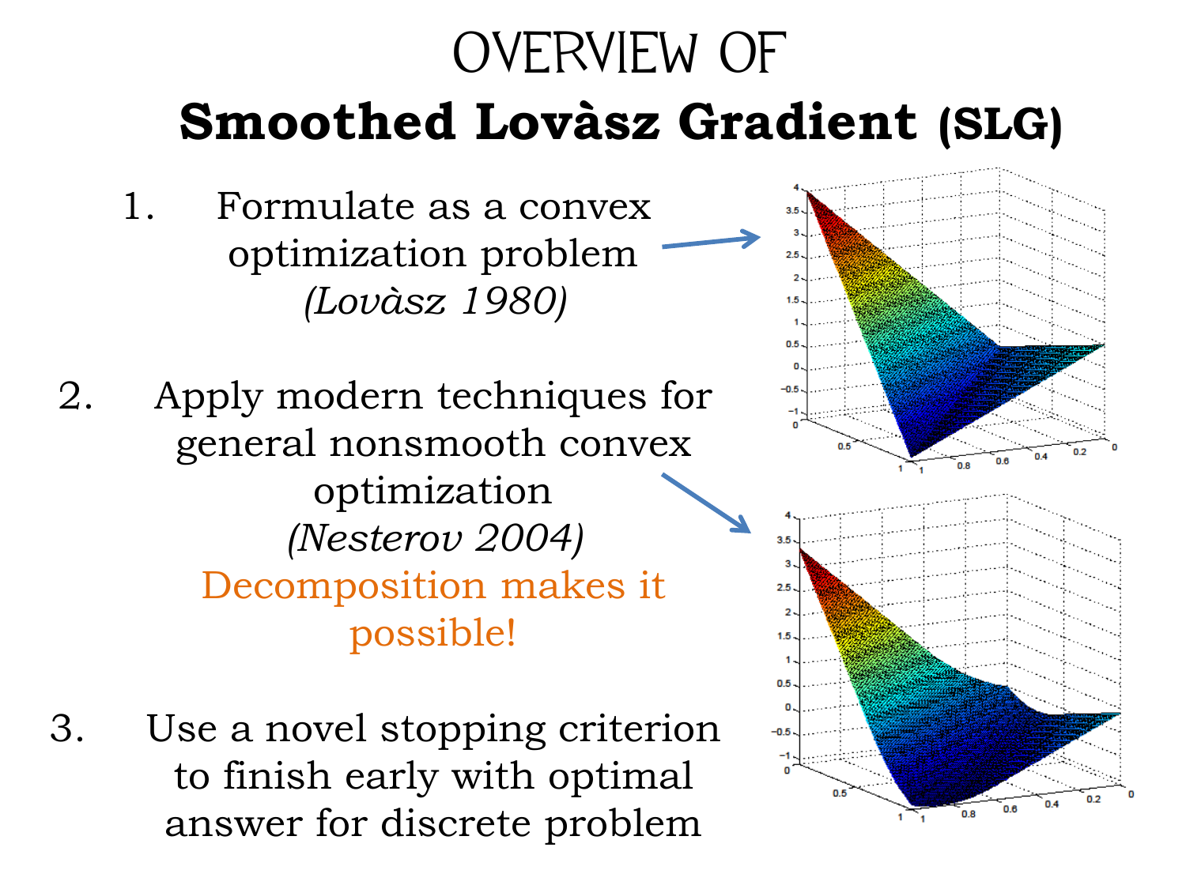# OVERVIEW OF

# **Smoothed Lovàsz Gradient (SLG)**

1. Formulate as a convex optimization problem *(Lovàsz 1980)*

2. Apply modern techniques for general nonsmooth convex optimization *(Nesterov 2004)*

   Decomposition makes it possible!

3. Use a novel stopping criterion to finish early with optimal answer for discrete problem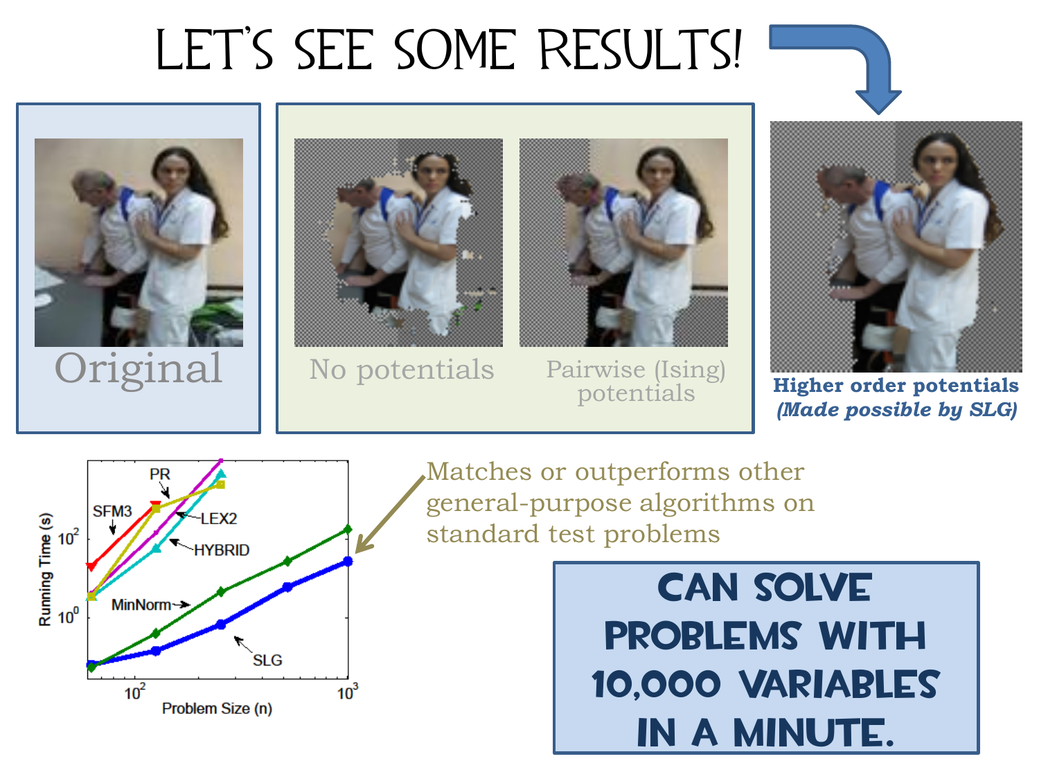# LET'S SEE SOME RESULTS!

Original

No potentials

Pairwise (Ising) potentials

**Higher order potentials**
***(Made possible by SLG)***

Running Time (s)

$10^2$

$10^0$

$10^2$

$10^3$

Problem Size (n)

PR

SFM3

LEX2

HYBRID

MinNorm

SLG

Matches or outperforms other general-purpose algorithms on standard test problems

**CAN SOLVE PROBLEMS WITH 10,000 VARIABLES IN A MINUTE.**